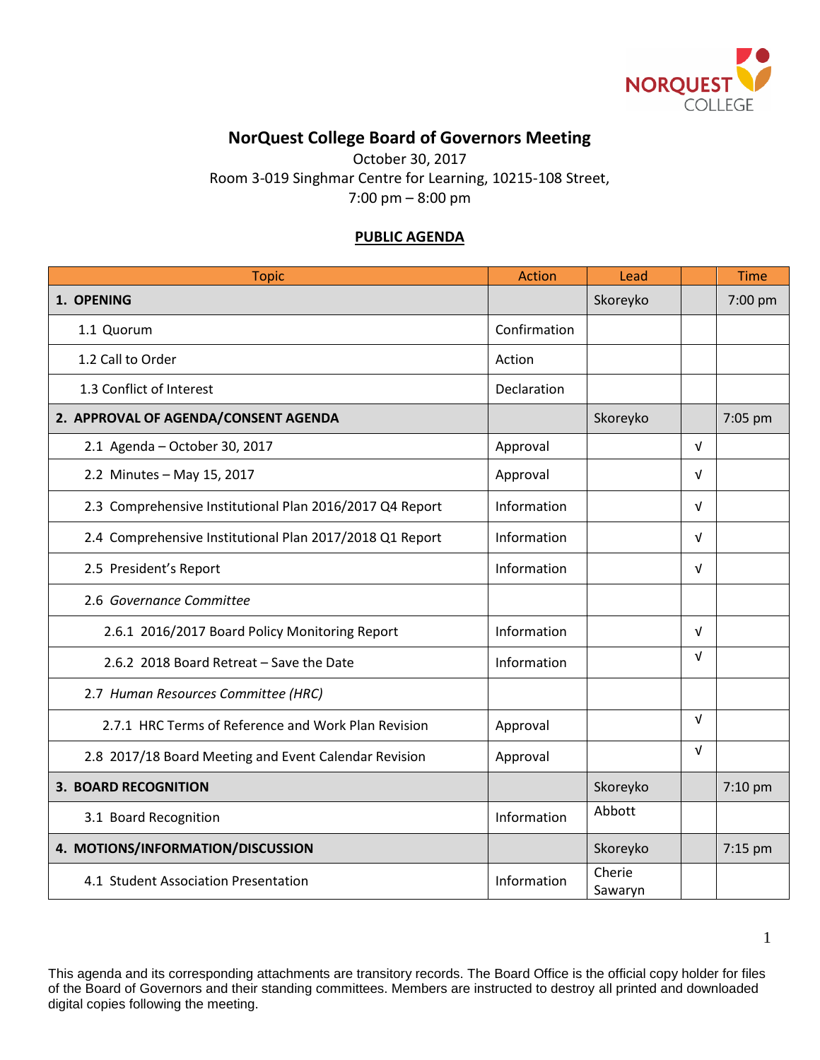# NorQuest College Board of Governors Meeting

October 30, 2017
Room 3-019 Singhmar Centre for Learning, 10215-108 Street,
7:00 pm – 8:00 pm

**PUBLIC AGENDA**

| Topic | Action | Lead | | Time |
|---|---|---|---|---|
| **1. OPENING** | | Skoreyko | | 7:00 pm |
| 1.1 Quorum | Confirmation | | | |
| 1.2 Call to Order | Action | | | |
| 1.3 Conflict of Interest | Declaration | | | |
| **2. APPROVAL OF AGENDA/CONSENT AGENDA** | | Skoreyko | | 7:05 pm |
| 2.1 Agenda – October 30, 2017 | Approval | | √ | |
| 2.2 Minutes – May 15, 2017 | Approval | | √ | |
| 2.3 Comprehensive Institutional Plan 2016/2017 Q4 Report | Information | | √ | |
| 2.4 Comprehensive Institutional Plan 2017/2018 Q1 Report | Information | | √ | |
| 2.5 President's Report | Information | | √ | |
| 2.6 *Governance Committee* | | | | |
| 2.6.1 2016/2017 Board Policy Monitoring Report | Information | | √ | |
| 2.6.2 2018 Board Retreat – Save the Date | Information | | √ | |
| 2.7 *Human Resources Committee (HRC)* | | | | |
| 2.7.1 HRC Terms of Reference and Work Plan Revision | Approval | | √ | |
| 2.8 2017/18 Board Meeting and Event Calendar Revision | Approval | | √ | |
| **3. BOARD RECOGNITION** | | Skoreyko | | 7:10 pm |
| 3.1 Board Recognition | Information | Abbott | | |
| **4. MOTIONS/INFORMATION/DISCUSSION** | | Skoreyko | | 7:15 pm |
| 4.1 Student Association Presentation | Information | Cherie Sawaryn | | |

This agenda and its corresponding attachments are transitory records. The Board Office is the official copy holder for files of the Board of Governors and their standing committees. Members are instructed to destroy all printed and downloaded digital copies following the meeting.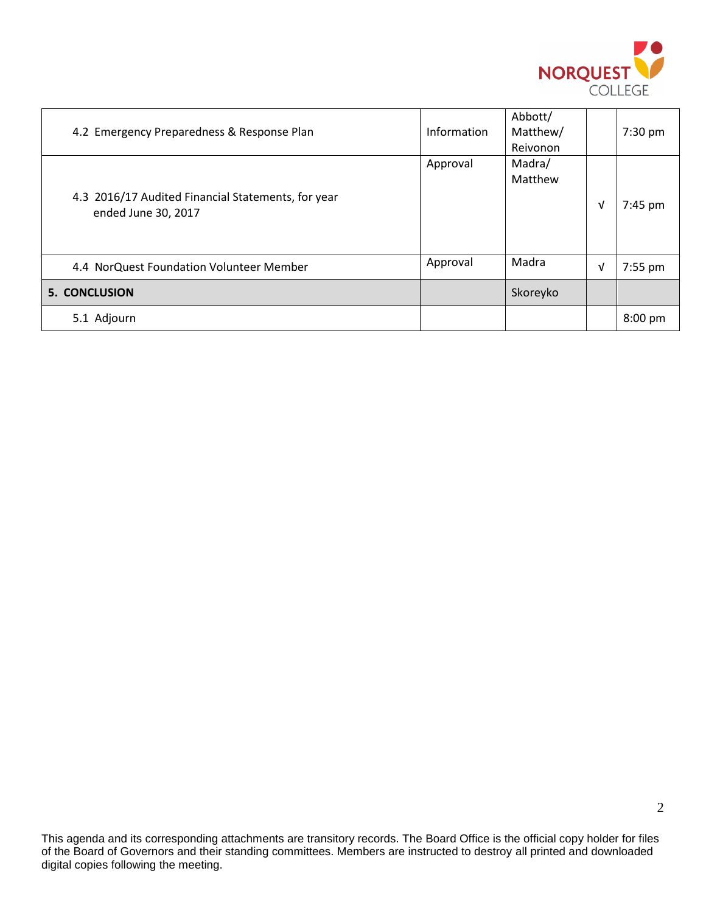| | | | | |
|---|---|---|---|---|
| 4.2 Emergency Preparedness & Response Plan | Information | Abbott/ Matthew/ Reivonon | | 7:30 pm |
| 4.3 2016/17 Audited Financial Statements, for year ended June 30, 2017 | Approval | Madra/ Matthew | √ | 7:45 pm |
| 4.4 NorQuest Foundation Volunteer Member | Approval | Madra | √ | 7:55 pm |
| **5. CONCLUSION** | | Skoreyko | | |
| 5.1 Adjourn | | | | 8:00 pm |

This agenda and its corresponding attachments are transitory records. The Board Office is the official copy holder for files of the Board of Governors and their standing committees. Members are instructed to destroy all printed and downloaded digital copies following the meeting.